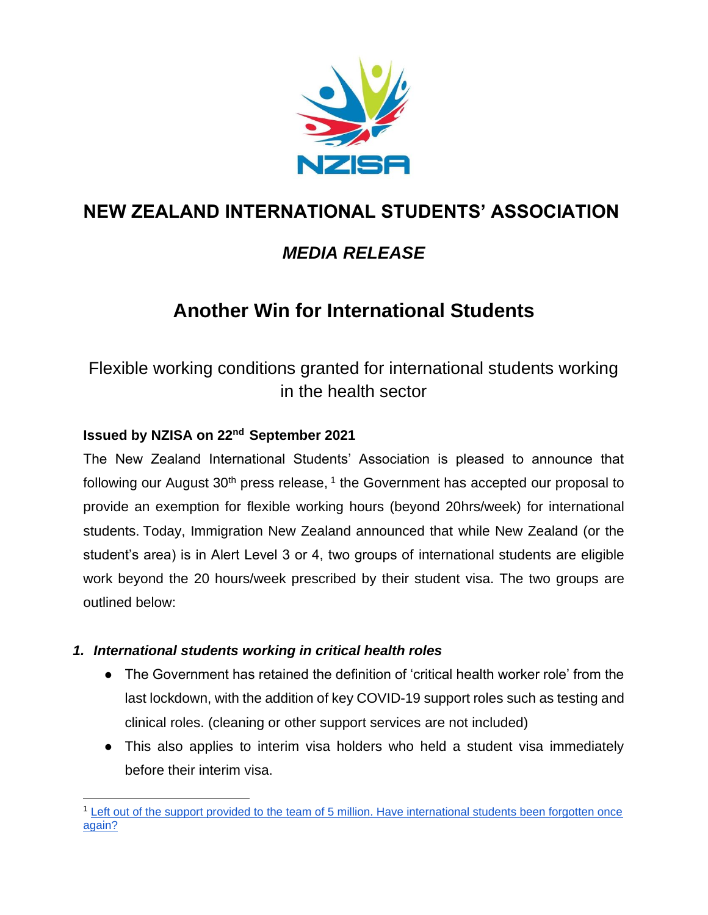# NEW ZEALAND INTERNATIONAL STUDENTS' ASSOCIATION

## *MEDIA RELEASE*

# Another Win for International Students

## Flexible working conditions granted for international students working in the health sector

**Issued by NZISA on 22nd September 2021**

The New Zealand International Students' Association is pleased to announce that following our August 30th press release,[1] the Government has accepted our proposal to provide an exemption for flexible working hours (beyond 20hrs/week) for international students. Today, Immigration New Zealand announced that while New Zealand (or the student's area) is in Alert Level 3 or 4, two groups of international students are eligible work beyond the 20 hours/week prescribed by their student visa. The two groups are outlined below:

### 1. *International students working in critical health roles*

- The Government has retained the definition of 'critical health worker role' from the last lockdown, with the addition of key COVID-19 support roles such as testing and clinical roles. (cleaning or other support services are not included)
- This also applies to interim visa holders who held a student visa immediately before their interim visa.

[1] Left out of the support provided to the team of 5 million. Have international students been forgotten once again?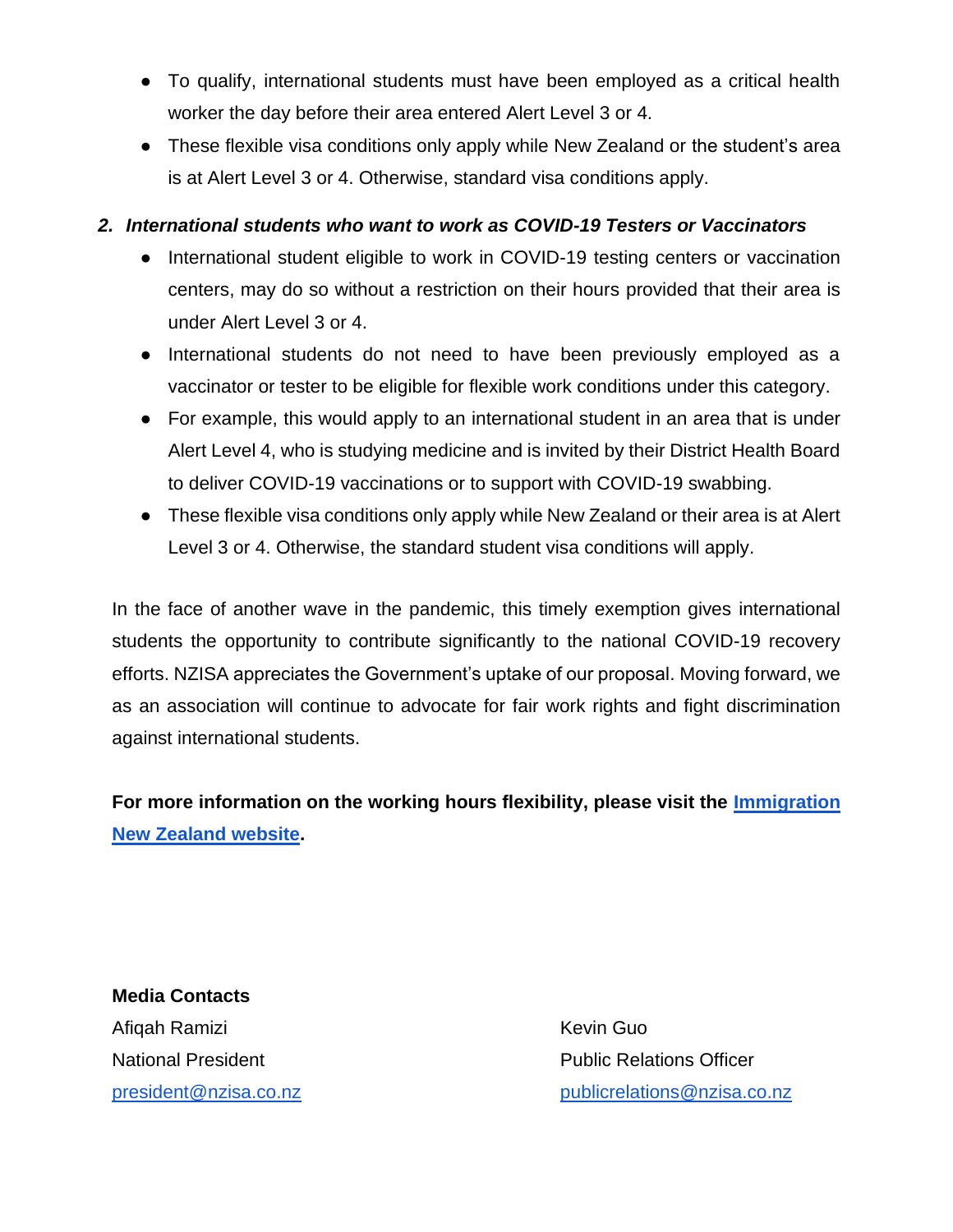- To qualify, international students must have been employed as a critical health worker the day before their area entered Alert Level 3 or 4.
- These flexible visa conditions only apply while New Zealand or the student's area is at Alert Level 3 or 4. Otherwise, standard visa conditions apply.

2. ***International students who want to work as COVID-19 Testers or Vaccinators***
   - International student eligible to work in COVID-19 testing centers or vaccination centers, may do so without a restriction on their hours provided that their area is under Alert Level 3 or 4.
   - International students do not need to have been previously employed as a vaccinator or tester to be eligible for flexible work conditions under this category.
   - For example, this would apply to an international student in an area that is under Alert Level 4, who is studying medicine and is invited by their District Health Board to deliver COVID-19 vaccinations or to support with COVID-19 swabbing.
   - These flexible visa conditions only apply while New Zealand or their area is at Alert Level 3 or 4. Otherwise, the standard student visa conditions will apply.

In the face of another wave in the pandemic, this timely exemption gives international students the opportunity to contribute significantly to the national COVID-19 recovery efforts. NZISA appreciates the Government's uptake of our proposal. Moving forward, we as an association will continue to advocate for fair work rights and fight discrimination against international students.

**For more information on the working hours flexibility, please visit the [Immigration New Zealand website](#).**

**Media Contacts**

Afiqah Ramizi
National President
president@nzisa.co.nz

Kevin Guo
Public Relations Officer
publicrelations@nzisa.co.nz